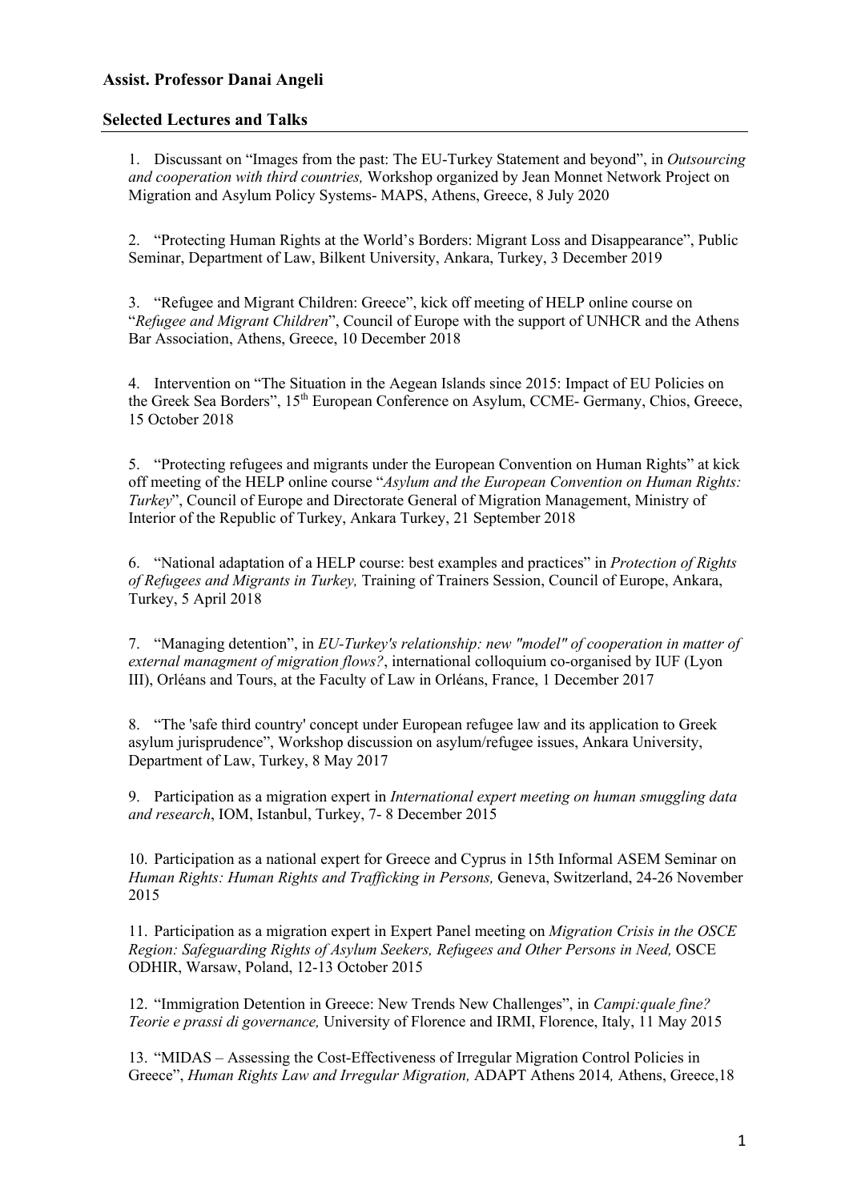**Assist. Professor Danai Angeli**

**Selected Lectures and Talks**

1. Discussant on "Images from the past: The EU-Turkey Statement and beyond", in *Outsourcing and cooperation with third countries,* Workshop organized by Jean Monnet Network Project on Migration and Asylum Policy Systems- MAPS, Athens, Greece, 8 July 2020

2. "Protecting Human Rights at the World's Borders: Migrant Loss and Disappearance", Public Seminar, Department of Law, Bilkent University, Ankara, Turkey, 3 December 2019

3. "Refugee and Migrant Children: Greece", kick off meeting of HELP online course on "*Refugee and Migrant Children*", Council of Europe with the support of UNHCR and the Athens Bar Association, Athens, Greece, 10 December 2018

4. Intervention on "The Situation in the Aegean Islands since 2015: Impact of EU Policies on the Greek Sea Borders", 15th European Conference on Asylum, CCME- Germany, Chios, Greece, 15 October 2018

5. "Protecting refugees and migrants under the European Convention on Human Rights" at kick off meeting of the HELP online course "*Asylum and the European Convention on Human Rights: Turkey*", Council of Europe and Directorate General of Migration Management, Ministry of Interior of the Republic of Turkey, Ankara Turkey, 21 September 2018

6. "National adaptation of a HELP course: best examples and practices" in *Protection of Rights of Refugees and Migrants in Turkey,* Training of Trainers Session, Council of Europe, Ankara, Turkey, 5 April 2018

7. "Managing detention", in *EU-Turkey's relationship: new "model" of cooperation in matter of external managment of migration flows?*, international colloquium co-organised by IUF (Lyon III), Orléans and Tours, at the Faculty of Law in Orléans, France, 1 December 2017

8. "The 'safe third country' concept under European refugee law and its application to Greek asylum jurisprudence", Workshop discussion on asylum/refugee issues, Ankara University, Department of Law, Turkey, 8 May 2017

9. Participation as a migration expert in *International expert meeting on human smuggling data and research*, IOM, Istanbul, Turkey, 7- 8 December 2015

10. Participation as a national expert for Greece and Cyprus in 15th Informal ASEM Seminar on *Human Rights: Human Rights and Trafficking in Persons,* Geneva, Switzerland, 24-26 November 2015

11. Participation as a migration expert in Expert Panel meeting on *Migration Crisis in the OSCE Region: Safeguarding Rights of Asylum Seekers, Refugees and Other Persons in Need,* OSCE ODHIR, Warsaw, Poland, 12-13 October 2015

12. "Immigration Detention in Greece: New Trends New Challenges", in *Campi:quale fine? Teorie e prassi di governance,* University of Florence and IRMI, Florence, Italy, 11 May 2015

13. "MIDAS – Assessing the Cost-Effectiveness of Irregular Migration Control Policies in Greece", *Human Rights Law and Irregular Migration,* ADAPT Athens 2014*,* Athens, Greece,18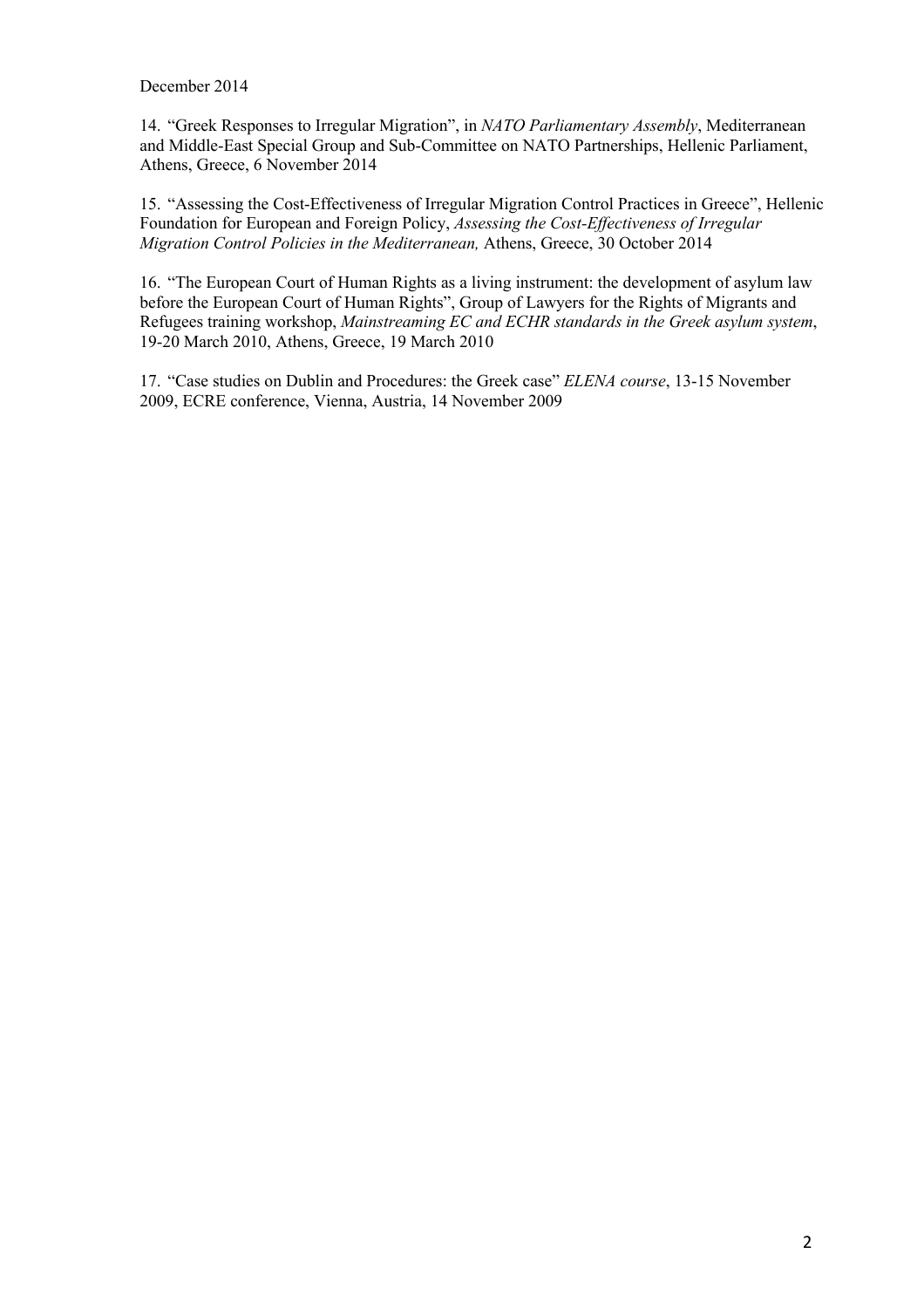December 2014

14. “Greek Responses to Irregular Migration”, in *NATO Parliamentary Assembly*, Mediterranean and Middle-East Special Group and Sub-Committee on NATO Partnerships, Hellenic Parliament, Athens, Greece, 6 November 2014

15. “Assessing the Cost-Effectiveness of Irregular Migration Control Practices in Greece”, Hellenic Foundation for European and Foreign Policy, *Assessing the Cost-Effectiveness of Irregular Migration Control Policies in the Mediterranean,* Athens, Greece, 30 October 2014

16. “The European Court of Human Rights as a living instrument: the development of asylum law before the European Court of Human Rights”, Group of Lawyers for the Rights of Migrants and Refugees training workshop, *Mainstreaming EC and ECHR standards in the Greek asylum system*, 19-20 March 2010, Athens, Greece, 19 March 2010

17. “Case studies on Dublin and Procedures: the Greek case” *ELENA course*, 13-15 November 2009, ECRE conference, Vienna, Austria, 14 November 2009